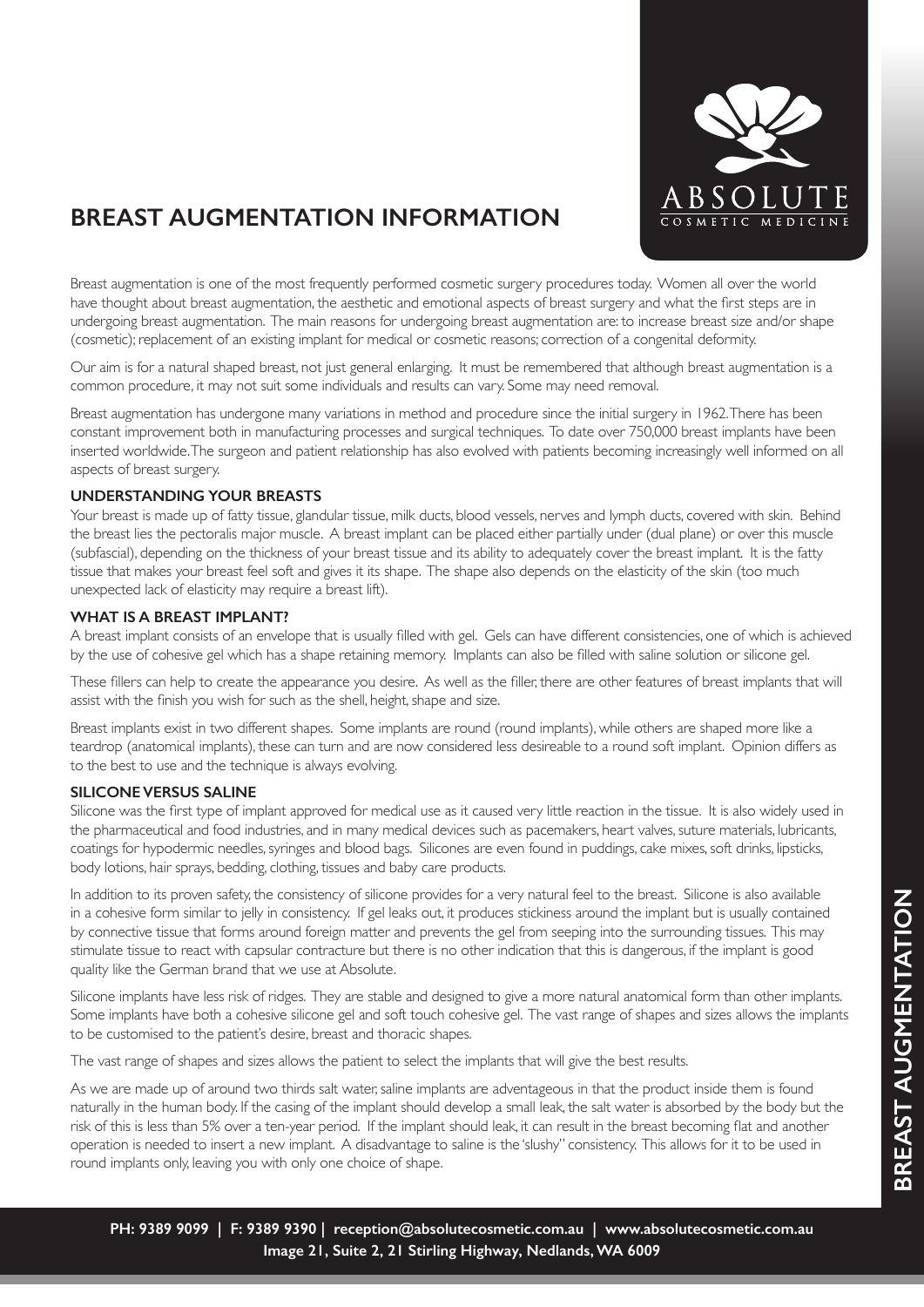# BREAST AUGMENTATION INFORMATION

Breast augmentation is one of the most frequently performed cosmetic surgery procedures today. Women all over the world have thought about breast augmentation, the aesthetic and emotional aspects of breast surgery and what the first steps are in undergoing breast augmentation. The main reasons for undergoing breast augmentation are: to increase breast size and/or shape (cosmetic); replacement of an existing implant for medical or cosmetic reasons; correction of a congenital deformity.

Our aim is for a natural shaped breast, not just general enlarging. It must be remembered that although breast augmentation is a common procedure, it may not suit some individuals and results can vary. Some may need removal.

Breast augmentation has undergone many variations in method and procedure since the initial surgery in 1962. There has been constant improvement both in manufacturing processes and surgical techniques. To date over 750,000 breast implants have been inserted worldwide. The surgeon and patient relationship has also evolved with patients becoming increasingly well informed on all aspects of breast surgery.

### UNDERSTANDING YOUR BREASTS

Your breast is made up of fatty tissue, glandular tissue, milk ducts, blood vessels, nerves and lymph ducts, covered with skin. Behind the breast lies the pectoralis major muscle. A breast implant can be placed either partially under (dual plane) or over this muscle (subfascial), depending on the thickness of your breast tissue and its ability to adequately cover the breast implant. It is the fatty tissue that makes your breast feel soft and gives it its shape. The shape also depends on the elasticity of the skin (too much unexpected lack of elasticity may require a breast lift).

### WHAT IS A BREAST IMPLANT?

A breast implant consists of an envelope that is usually filled with gel. Gels can have different consistencies, one of which is achieved by the use of cohesive gel which has a shape retaining memory. Implants can also be filled with saline solution or silicone gel.

These fillers can help to create the appearance you desire. As well as the filler, there are other features of breast implants that will assist with the finish you wish for such as the shell, height, shape and size.

Breast implants exist in two different shapes. Some implants are round (round implants), while others are shaped more like a teardrop (anatomical implants), these can turn and are now considered less desireable to a round soft implant. Opinion differs as to the best to use and the technique is always evolving.

### SILICONE VERSUS SALINE

Silicone was the first type of implant approved for medical use as it caused very little reaction in the tissue. It is also widely used in the pharmaceutical and food industries, and in many medical devices such as pacemakers, heart valves, suture materials, lubricants, coatings for hypodermic needles, syringes and blood bags. Silicones are even found in puddings, cake mixes, soft drinks, lipsticks, body lotions, hair sprays, bedding, clothing, tissues and baby care products.

In addition to its proven safety, the consistency of silicone provides for a very natural feel to the breast. Silicone is also available in a cohesive form similar to jelly in consistency. If gel leaks out, it produces stickiness around the implant but is usually contained by connective tissue that forms around foreign matter and prevents the gel from seeping into the surrounding tissues. This may stimulate tissue to react with capsular contracture but there is no other indication that this is dangerous, if the implant is good quality like the German brand that we use at Absolute.

Silicone implants have less risk of ridges. They are stable and designed to give a more natural anatomical form than other implants. Some implants have both a cohesive silicone gel and soft touch cohesive gel. The vast range of shapes and sizes allows the implants to be customised to the patient's desire, breast and thoracic shapes.

The vast range of shapes and sizes allows the patient to select the implants that will give the best results.

As we are made up of around two thirds salt water, saline implants are adventageous in that the product inside them is found naturally in the human body. If the casing of the implant should develop a small leak, the salt water is absorbed by the body but the risk of this is less than 5% over a ten-year period. If the implant should leak, it can result in the breast becoming flat and another operation is needed to insert a new implant. A disadvantage to saline is the 'slushy" consistency. This allows for it to be used in round implants only, leaving you with only one choice of shape.

**PH: 9389 9099 | F: 9389 9390 | reception@absolutecosmetic.com.au | www.absolutecosmetic.com.au**
**Image 21, Suite 2, 21 Stirling Highway, Nedlands, WA 6009**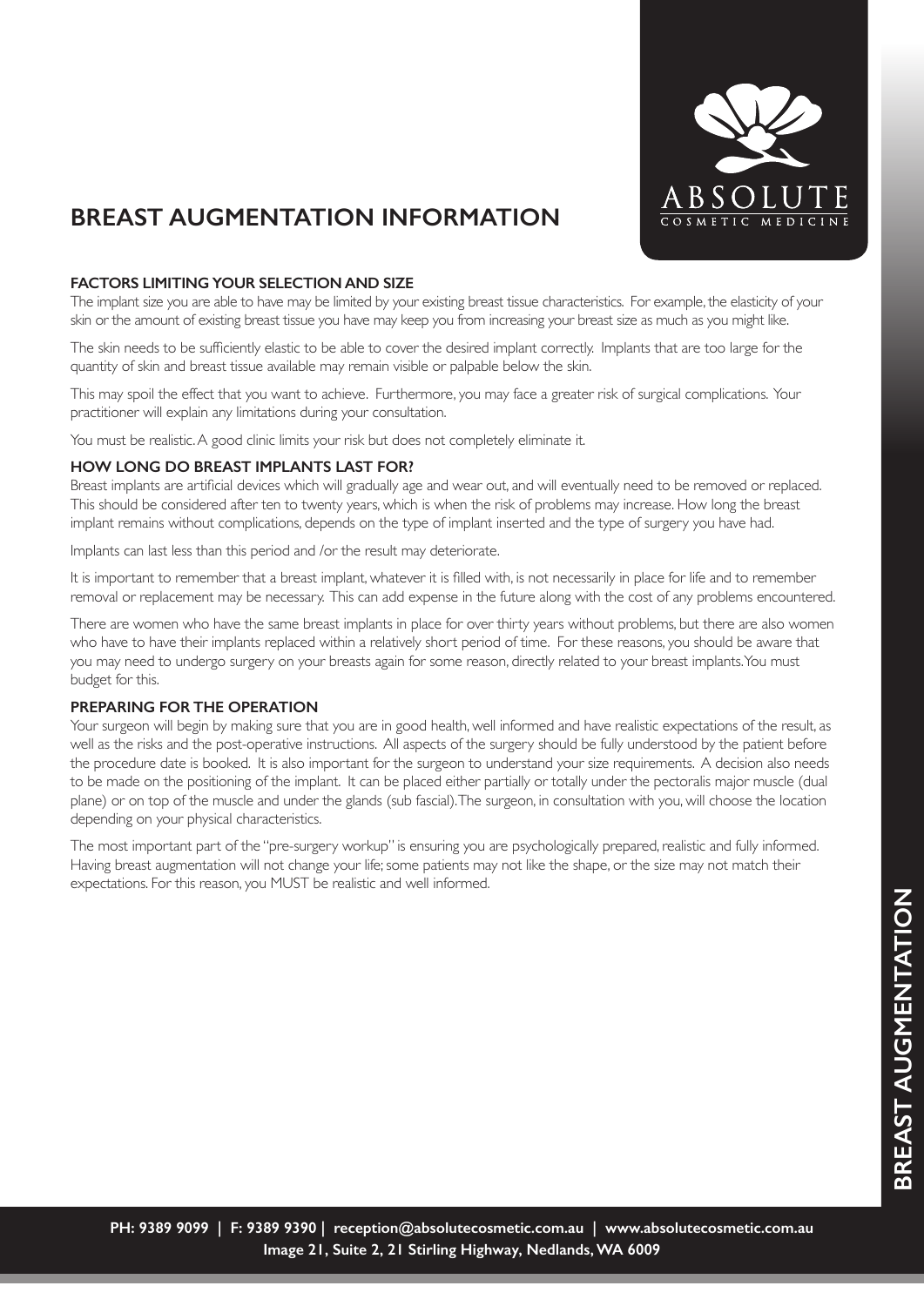# BREAST AUGMENTATION INFORMATION

### FACTORS LIMITING YOUR SELECTION AND SIZE

The implant size you are able to have may be limited by your existing breast tissue characteristics. For example, the elasticity of your skin or the amount of existing breast tissue you have may keep you from increasing your breast size as much as you might like.

The skin needs to be sufficiently elastic to be able to cover the desired implant correctly. Implants that are too large for the quantity of skin and breast tissue available may remain visible or palpable below the skin.

This may spoil the effect that you want to achieve. Furthermore, you may face a greater risk of surgical complications. Your practitioner will explain any limitations during your consultation.

You must be realistic. A good clinic limits your risk but does not completely eliminate it.

### HOW LONG DO BREAST IMPLANTS LAST FOR?

Breast implants are artificial devices which will gradually age and wear out, and will eventually need to be removed or replaced. This should be considered after ten to twenty years, which is when the risk of problems may increase. How long the breast implant remains without complications, depends on the type of implant inserted and the type of surgery you have had.

Implants can last less than this period and /or the result may deteriorate.

It is important to remember that a breast implant, whatever it is filled with, is not necessarily in place for life and to remember removal or replacement may be necessary. This can add expense in the future along with the cost of any problems encountered.

There are women who have the same breast implants in place for over thirty years without problems, but there are also women who have to have their implants replaced within a relatively short period of time. For these reasons, you should be aware that you may need to undergo surgery on your breasts again for some reason, directly related to your breast implants. You must budget for this.

### PREPARING FOR THE OPERATION

Your surgeon will begin by making sure that you are in good health, well informed and have realistic expectations of the result, as well as the risks and the post-operative instructions. All aspects of the surgery should be fully understood by the patient before the procedure date is booked. It is also important for the surgeon to understand your size requirements. A decision also needs to be made on the positioning of the implant. It can be placed either partially or totally under the pectoralis major muscle (dual plane) or on top of the muscle and under the glands (sub fascial). The surgeon, in consultation with you, will choose the location depending on your physical characteristics.

The most important part of the "pre-surgery workup" is ensuring you are psychologically prepared, realistic and fully informed. Having breast augmentation will not change your life; some patients may not like the shape, or the size may not match their expectations. For this reason, you MUST be realistic and well informed.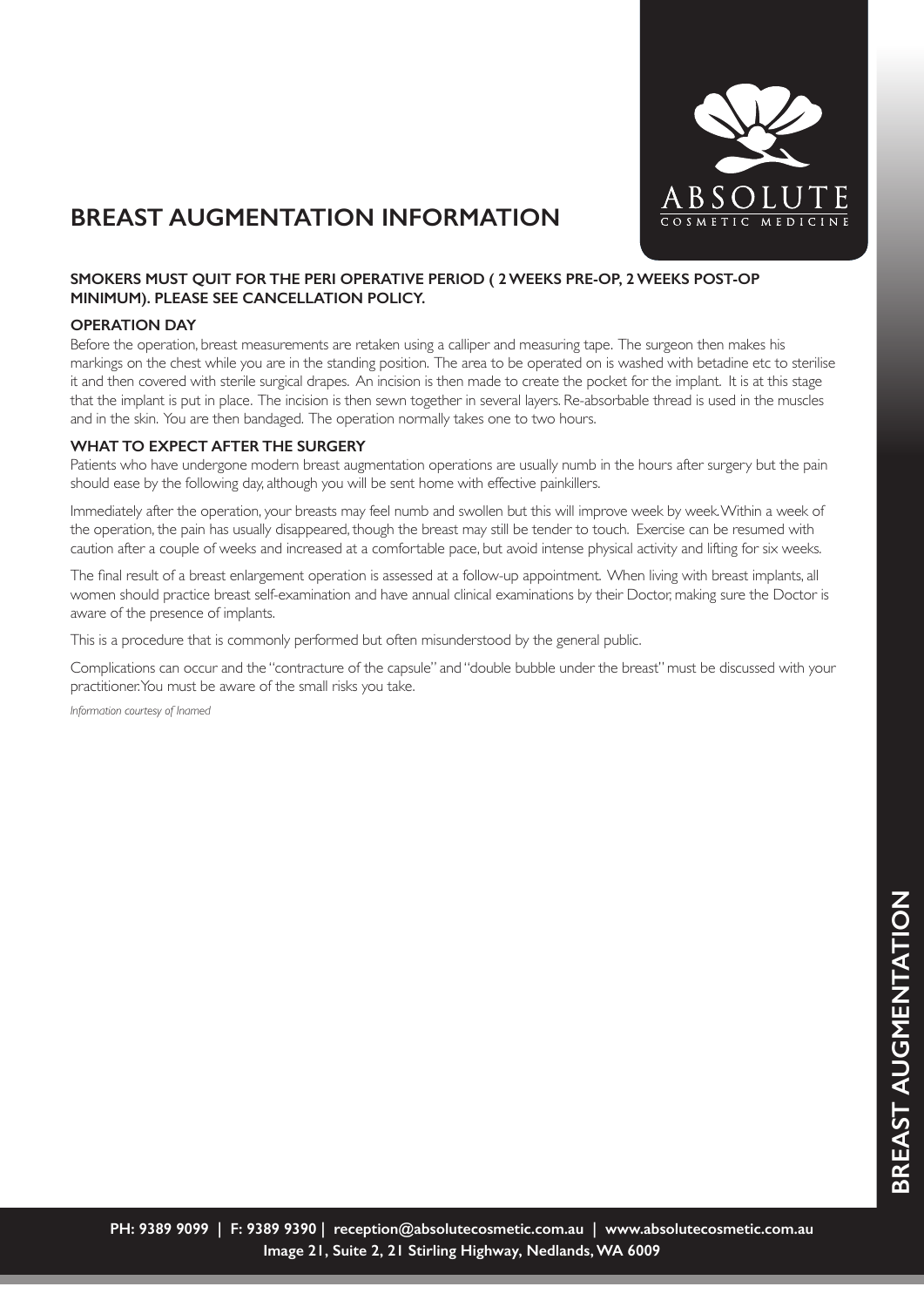# BREAST AUGMENTATION INFORMATION

**SMOKERS MUST QUIT FOR THE PERI OPERATIVE PERIOD ( 2 WEEKS PRE-OP, 2 WEEKS POST-OP MINIMUM). PLEASE SEE CANCELLATION POLICY.**

## OPERATION DAY

Before the operation, breast measurements are retaken using a calliper and measuring tape. The surgeon then makes his markings on the chest while you are in the standing position. The area to be operated on is washed with betadine etc to sterilise it and then covered with sterile surgical drapes. An incision is then made to create the pocket for the implant. It is at this stage that the implant is put in place. The incision is then sewn together in several layers. Re-absorbable thread is used in the muscles and in the skin. You are then bandaged. The operation normally takes one to two hours.

## WHAT TO EXPECT AFTER THE SURGERY

Patients who have undergone modern breast augmentation operations are usually numb in the hours after surgery but the pain should ease by the following day, although you will be sent home with effective painkillers.

Immediately after the operation, your breasts may feel numb and swollen but this will improve week by week. Within a week of the operation, the pain has usually disappeared, though the breast may still be tender to touch. Exercise can be resumed with caution after a couple of weeks and increased at a comfortable pace, but avoid intense physical activity and lifting for six weeks.

The final result of a breast enlargement operation is assessed at a follow-up appointment. When living with breast implants, all women should practice breast self-examination and have annual clinical examinations by their Doctor, making sure the Doctor is aware of the presence of implants.

This is a procedure that is commonly performed but often misunderstood by the general public.

Complications can occur and the "contracture of the capsule" and "double bubble under the breast" must be discussed with your practitioner. You must be aware of the small risks you take.

*Information courtesy of Inamed*

**PH: 9389 9099 | F: 9389 9390 | reception@absolutecosmetic.com.au | www.absolutecosmetic.com.au**
**Image 21, Suite 2, 21 Stirling Highway, Nedlands, WA 6009**